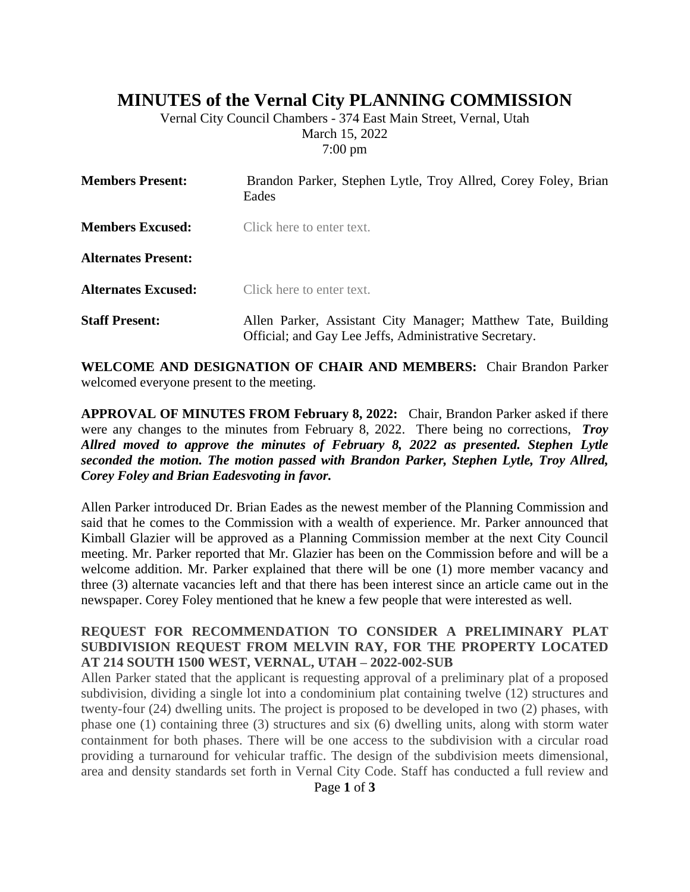# MINUTES of the Vernal City PLANNING COMMISSION

Vernal City Council Chambers - 374 East Main Street, Vernal, Utah
March 15, 2022
7:00 pm

**Members Present:** Brandon Parker, Stephen Lytle, Troy Allred, Corey Foley, Brian Eades

**Members Excused:** Click here to enter text.

**Alternates Present:**

**Alternates Excused:** Click here to enter text.

**Staff Present:** Allen Parker, Assistant City Manager; Matthew Tate, Building Official; and Gay Lee Jeffs, Administrative Secretary.

**WELCOME AND DESIGNATION OF CHAIR AND MEMBERS:** Chair Brandon Parker welcomed everyone present to the meeting.

**APPROVAL OF MINUTES FROM February 8, 2022:** Chair, Brandon Parker asked if there were any changes to the minutes from February 8, 2022. There being no corrections, ***Troy Allred moved to approve the minutes of February 8, 2022 as presented. Stephen Lytle seconded the motion. The motion passed with Brandon Parker, Stephen Lytle, Troy Allred, Corey Foley and Brian Eadesvoting in favor.***

Allen Parker introduced Dr. Brian Eades as the newest member of the Planning Commission and said that he comes to the Commission with a wealth of experience. Mr. Parker announced that Kimball Glazier will be approved as a Planning Commission member at the next City Council meeting. Mr. Parker reported that Mr. Glazier has been on the Commission before and will be a welcome addition. Mr. Parker explained that there will be one (1) more member vacancy and three (3) alternate vacancies left and that there has been interest since an article came out in the newspaper. Corey Foley mentioned that he knew a few people that were interested as well.

**REQUEST FOR RECOMMENDATION TO CONSIDER A PRELIMINARY PLAT SUBDIVISION REQUEST FROM MELVIN RAY, FOR THE PROPERTY LOCATED AT 214 SOUTH 1500 WEST, VERNAL, UTAH – 2022-002-SUB**

Allen Parker stated that the applicant is requesting approval of a preliminary plat of a proposed subdivision, dividing a single lot into a condominium plat containing twelve (12) structures and twenty-four (24) dwelling units. The project is proposed to be developed in two (2) phases, with phase one (1) containing three (3) structures and six (6) dwelling units, along with storm water containment for both phases. There will be one access to the subdivision with a circular road providing a turnaround for vehicular traffic. The design of the subdivision meets dimensional, area and density standards set forth in Vernal City Code. Staff has conducted a full review and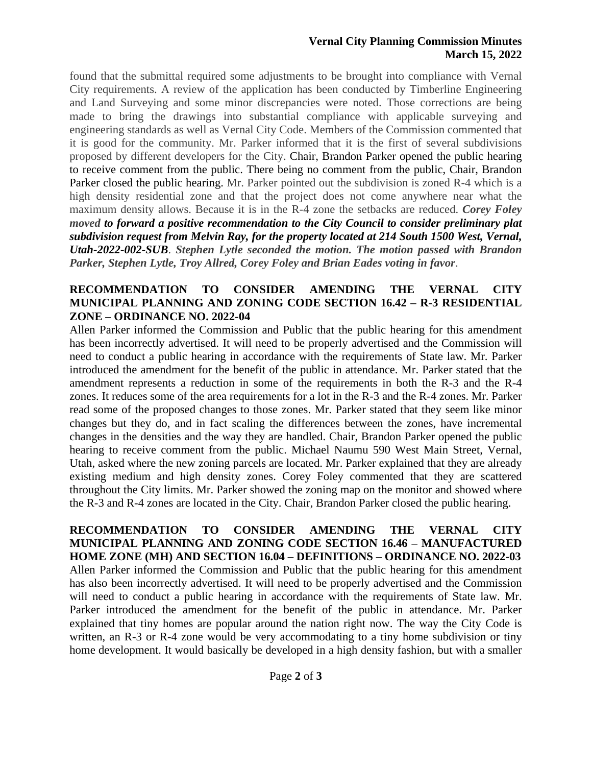found that the submittal required some adjustments to be brought into compliance with Vernal City requirements. A review of the application has been conducted by Timberline Engineering and Land Surveying and some minor discrepancies were noted. Those corrections are being made to bring the drawings into substantial compliance with applicable surveying and engineering standards as well as Vernal City Code. Members of the Commission commented that it is good for the community. Mr. Parker informed that it is the first of several subdivisions proposed by different developers for the City. Chair, Brandon Parker opened the public hearing to receive comment from the public. There being no comment from the public, Chair, Brandon Parker closed the public hearing. Mr. Parker pointed out the subdivision is zoned R-4 which is a high density residential zone and that the project does not come anywhere near what the maximum density allows. Because it is in the R-4 zone the setbacks are reduced. ***Corey Foley moved to forward a positive recommendation to the City Council to consider preliminary plat subdivision request from Melvin Ray, for the property located at 214 South 1500 West, Vernal, Utah-2022-002-SUB**. **Stephen Lytle seconded the motion. The motion passed with Brandon Parker, Stephen Lytle, Troy Allred, Corey Foley and Brian Eades voting in favor***.

**RECOMMENDATION TO CONSIDER AMENDING THE VERNAL CITY MUNICIPAL PLANNING AND ZONING CODE SECTION 16.42 – R-3 RESIDENTIAL ZONE – ORDINANCE NO. 2022-04**

Allen Parker informed the Commission and Public that the public hearing for this amendment has been incorrectly advertised. It will need to be properly advertised and the Commission will need to conduct a public hearing in accordance with the requirements of State law. Mr. Parker introduced the amendment for the benefit of the public in attendance. Mr. Parker stated that the amendment represents a reduction in some of the requirements in both the R-3 and the R-4 zones. It reduces some of the area requirements for a lot in the R-3 and the R-4 zones. Mr. Parker read some of the proposed changes to those zones. Mr. Parker stated that they seem like minor changes but they do, and in fact scaling the differences between the zones, have incremental changes in the densities and the way they are handled. Chair, Brandon Parker opened the public hearing to receive comment from the public. Michael Naumu 590 West Main Street, Vernal, Utah, asked where the new zoning parcels are located. Mr. Parker explained that they are already existing medium and high density zones. Corey Foley commented that they are scattered throughout the City limits. Mr. Parker showed the zoning map on the monitor and showed where the R-3 and R-4 zones are located in the City. Chair, Brandon Parker closed the public hearing.

**RECOMMENDATION TO CONSIDER AMENDING THE VERNAL CITY MUNICIPAL PLANNING AND ZONING CODE SECTION 16.46 – MANUFACTURED HOME ZONE (MH) AND SECTION 16.04 – DEFINITIONS – ORDINANCE NO. 2022-03**

Allen Parker informed the Commission and Public that the public hearing for this amendment has also been incorrectly advertised. It will need to be properly advertised and the Commission will need to conduct a public hearing in accordance with the requirements of State law. Mr. Parker introduced the amendment for the benefit of the public in attendance. Mr. Parker explained that tiny homes are popular around the nation right now. The way the City Code is written, an R-3 or R-4 zone would be very accommodating to a tiny home subdivision or tiny home development. It would basically be developed in a high density fashion, but with a smaller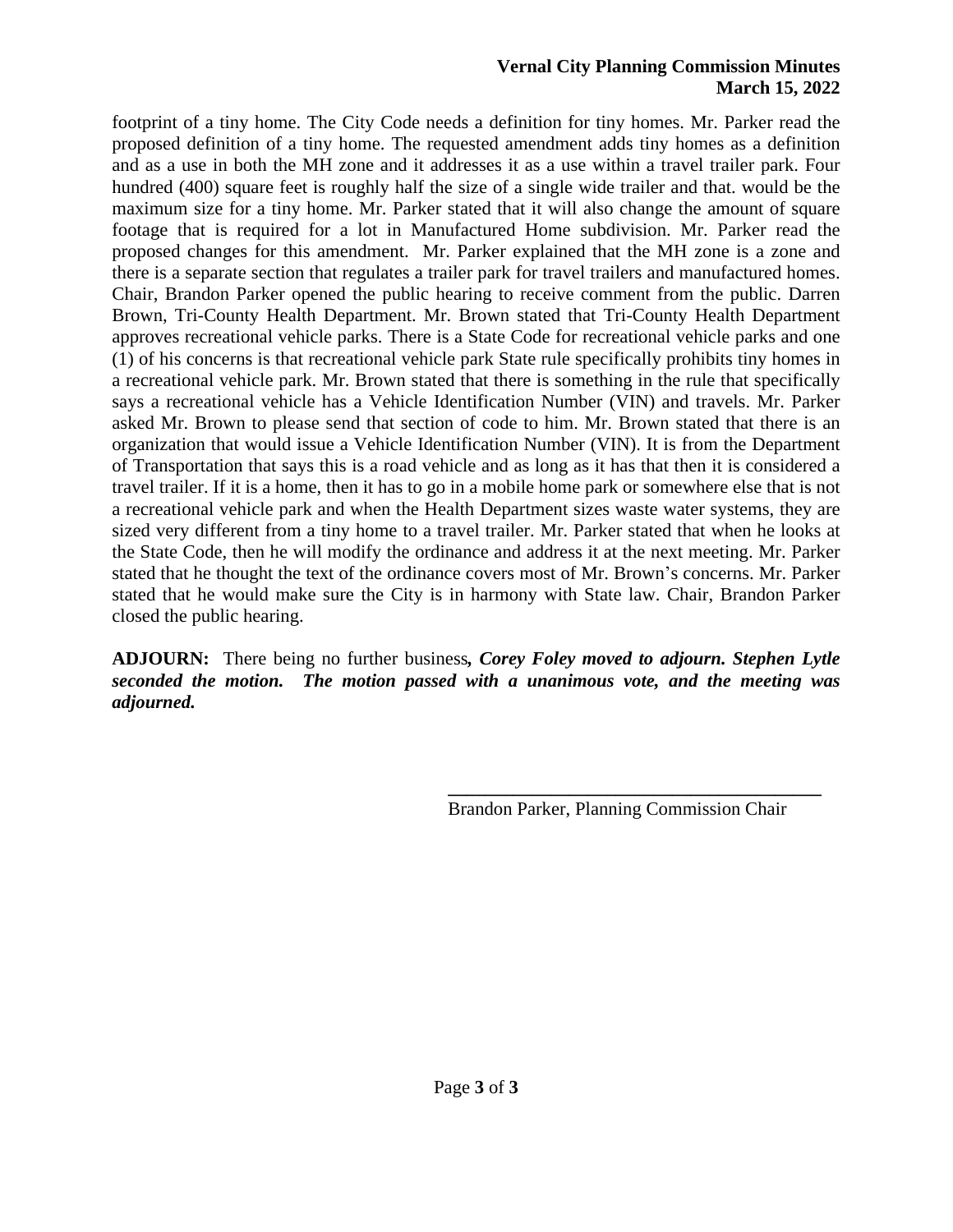footprint of a tiny home. The City Code needs a definition for tiny homes. Mr. Parker read the proposed definition of a tiny home. The requested amendment adds tiny homes as a definition and as a use in both the MH zone and it addresses it as a use within a travel trailer park. Four hundred (400) square feet is roughly half the size of a single wide trailer and that. would be the maximum size for a tiny home. Mr. Parker stated that it will also change the amount of square footage that is required for a lot in Manufactured Home subdivision. Mr. Parker read the proposed changes for this amendment. Mr. Parker explained that the MH zone is a zone and there is a separate section that regulates a trailer park for travel trailers and manufactured homes. Chair, Brandon Parker opened the public hearing to receive comment from the public. Darren Brown, Tri-County Health Department. Mr. Brown stated that Tri-County Health Department approves recreational vehicle parks. There is a State Code for recreational vehicle parks and one (1) of his concerns is that recreational vehicle park State rule specifically prohibits tiny homes in a recreational vehicle park. Mr. Brown stated that there is something in the rule that specifically says a recreational vehicle has a Vehicle Identification Number (VIN) and travels. Mr. Parker asked Mr. Brown to please send that section of code to him. Mr. Brown stated that there is an organization that would issue a Vehicle Identification Number (VIN). It is from the Department of Transportation that says this is a road vehicle and as long as it has that then it is considered a travel trailer. If it is a home, then it has to go in a mobile home park or somewhere else that is not a recreational vehicle park and when the Health Department sizes waste water systems, they are sized very different from a tiny home to a travel trailer. Mr. Parker stated that when he looks at the State Code, then he will modify the ordinance and address it at the next meeting. Mr. Parker stated that he thought the text of the ordinance covers most of Mr. Brown's concerns. Mr. Parker stated that he would make sure the City is in harmony with State law. Chair, Brandon Parker closed the public hearing.

**ADJOURN:** There being no further business***, Corey Foley moved to adjourn. Stephen Lytle seconded the motion. The motion passed with a unanimous vote, and the meeting was adjourned.***

\_\_\_\_\_\_\_\_\_\_\_\_\_\_\_\_\_\_\_\_\_\_\_\_\_\_\_\_\_\_\_\_\_\_\_\_\_\_\_\_

Brandon Parker, Planning Commission Chair